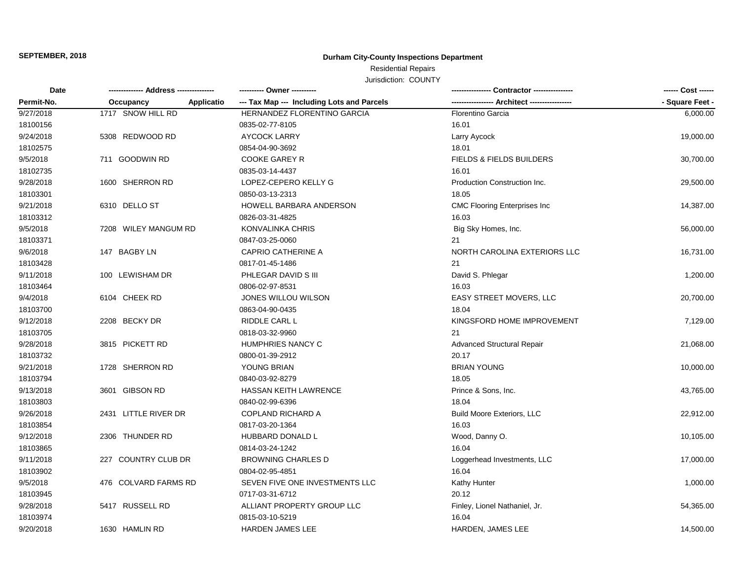**SEPTEMBER, 2018**

# Durham City-County Inspections Department

Residential Repairs

Jurisdiction: COUNTY

| Date / Permit-No. | Address / Occupancy / Applicatio | Owner / Tax Map --- Including Lots and Parcels | Contractor / Architect | Cost / Square Feet |
|---|---|---|---|---|
| 9/27/2018 | 1717 SNOW HILL RD | HERNANDEZ FLORENTINO GARCIA | Florentino Garcia | 6,000.00 |
| 18100156 | | 0835-02-77-8105 | 16.01 | |
| 9/24/2018 | 5308 REDWOOD RD | AYCOCK LARRY | Larry Aycock | 19,000.00 |
| 18102575 | | 0854-04-90-3692 | 18.01 | |
| 9/5/2018 | 711 GOODWIN RD | COOKE GAREY R | FIELDS & FIELDS BUILDERS | 30,700.00 |
| 18102735 | | 0835-03-14-4437 | 16.01 | |
| 9/28/2018 | 1600 SHERRON RD | LOPEZ-CEPERO KELLY G | Production Construction Inc. | 29,500.00 |
| 18103301 | | 0850-03-13-2313 | 18.05 | |
| 9/21/2018 | 6310 DELLO ST | HOWELL BARBARA ANDERSON | CMC Flooring Enterprises Inc | 14,387.00 |
| 18103312 | | 0826-03-31-4825 | 16.03 | |
| 9/5/2018 | 7208 WILEY MANGUM RD | KONVALINKA CHRIS | Big Sky Homes, Inc. | 56,000.00 |
| 18103371 | | 0847-03-25-0060 | 21 | |
| 9/6/2018 | 147 BAGBY LN | CAPRIO CATHERINE A | NORTH CAROLINA EXTERIORS LLC | 16,731.00 |
| 18103428 | | 0817-01-45-1486 | 21 | |
| 9/11/2018 | 100 LEWISHAM DR | PHLEGAR DAVID S III | David S. Phlegar | 1,200.00 |
| 18103464 | | 0806-02-97-8531 | 16.03 | |
| 9/4/2018 | 6104 CHEEK RD | JONES WILLOU WILSON | EASY STREET MOVERS, LLC | 20,700.00 |
| 18103700 | | 0863-04-90-0435 | 18.04 | |
| 9/12/2018 | 2208 BECKY DR | RIDDLE CARL L | KINGSFORD HOME IMPROVEMENT | 7,129.00 |
| 18103705 | | 0818-03-32-9960 | 21 | |
| 9/28/2018 | 3815 PICKETT RD | HUMPHRIES NANCY C | Advanced Structural Repair | 21,068.00 |
| 18103732 | | 0800-01-39-2912 | 20.17 | |
| 9/21/2018 | 1728 SHERRON RD | YOUNG BRIAN | BRIAN YOUNG | 10,000.00 |
| 18103794 | | 0840-03-92-8279 | 18.05 | |
| 9/13/2018 | 3601 GIBSON RD | HASSAN KEITH LAWRENCE | Prince & Sons, Inc. | 43,765.00 |
| 18103803 | | 0840-02-99-6396 | 18.04 | |
| 9/26/2018 | 2431 LITTLE RIVER DR | COPLAND RICHARD A | Build Moore Exteriors, LLC | 22,912.00 |
| 18103854 | | 0817-03-20-1364 | 16.03 | |
| 9/12/2018 | 2306 THUNDER RD | HUBBARD DONALD L | Wood, Danny O. | 10,105.00 |
| 18103865 | | 0814-03-24-1242 | 16.04 | |
| 9/11/2018 | 227 COUNTRY CLUB DR | BROWNING CHARLES D | Loggerhead Investments, LLC | 17,000.00 |
| 18103902 | | 0804-02-95-4851 | 16.04 | |
| 9/5/2018 | 476 COLVARD FARMS RD | SEVEN FIVE ONE INVESTMENTS LLC | Kathy Hunter | 1,000.00 |
| 18103945 | | 0717-03-31-6712 | 20.12 | |
| 9/28/2018 | 5417 RUSSELL RD | ALLIANT PROPERTY GROUP LLC | Finley, Lionel Nathaniel, Jr. | 54,365.00 |
| 18103974 | | 0815-03-10-5219 | 16.04 | |
| 9/20/2018 | 1630 HAMLIN RD | HARDEN JAMES LEE | HARDEN, JAMES LEE | 14,500.00 |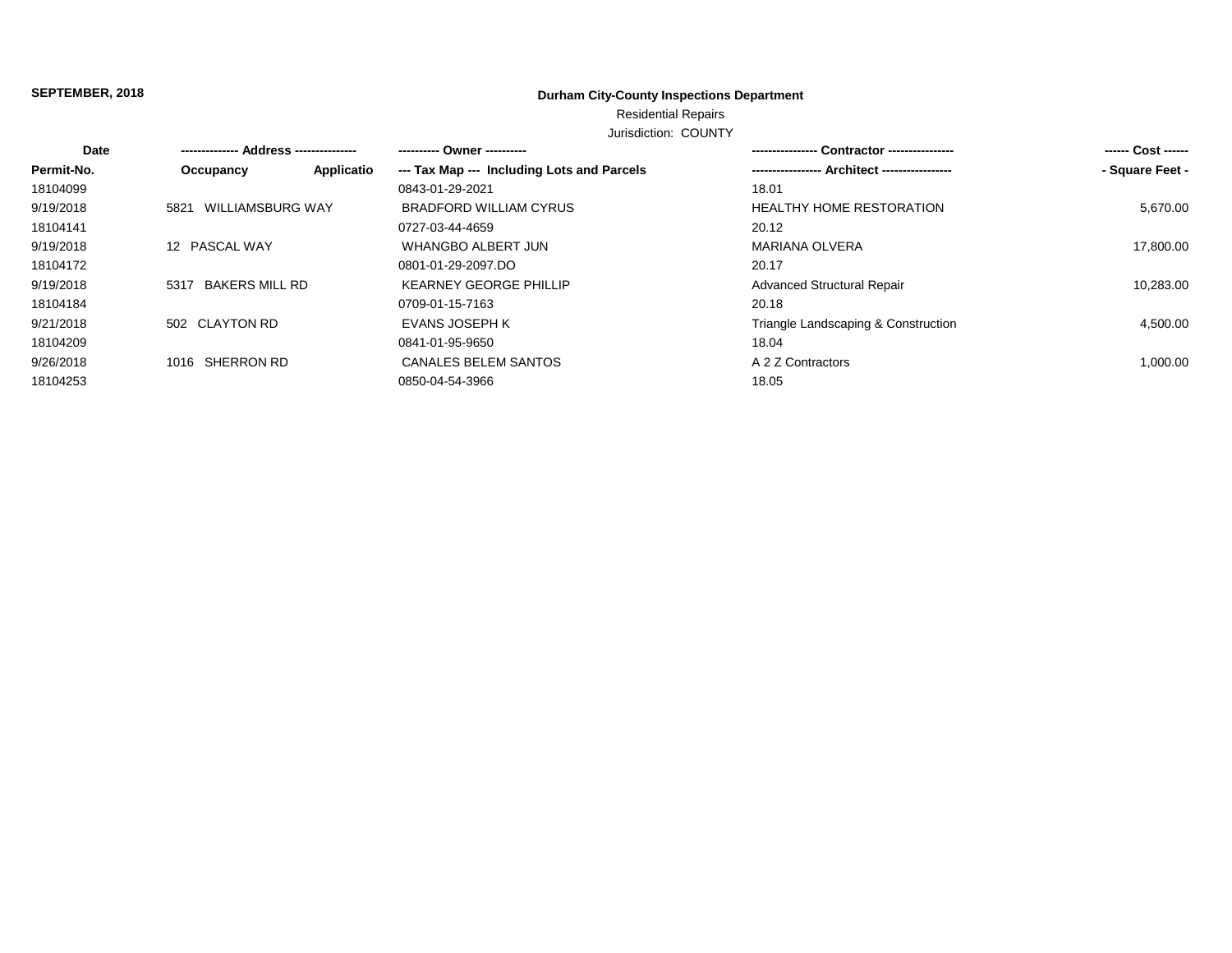**SEPTEMBER, 2018**

**Durham City-County Inspections Department**

Residential Repairs

Jurisdiction: COUNTY

| Date | -------------- Address --------------- | | ---------- Owner ---------- | ---------------- Contractor ---------------- | ------ Cost ------ |
|---|---|---|---|---|---|
| **Permit-No.** | **Occupancy** | **Applicatio** | **--- Tax Map --- Including Lots and Parcels** | **----------------- Architect -----------------** | **- Square Feet -** |
| 18104099 | | | 0843-01-29-2021 | 18.01 | |
| 9/19/2018 | 5821 WILLIAMSBURG WAY | | BRADFORD WILLIAM CYRUS | HEALTHY HOME RESTORATION | 5,670.00 |
| 18104141 | | | 0727-03-44-4659 | 20.12 | |
| 9/19/2018 | 12 PASCAL WAY | | WHANGBO ALBERT JUN | MARIANA OLVERA | 17,800.00 |
| 18104172 | | | 0801-01-29-2097.DO | 20.17 | |
| 9/19/2018 | 5317 BAKERS MILL RD | | KEARNEY GEORGE PHILLIP | Advanced Structural Repair | 10,283.00 |
| 18104184 | | | 0709-01-15-7163 | 20.18 | |
| 9/21/2018 | 502 CLAYTON RD | | EVANS JOSEPH K | Triangle Landscaping & Construction | 4,500.00 |
| 18104209 | | | 0841-01-95-9650 | 18.04 | |
| 9/26/2018 | 1016 SHERRON RD | | CANALES BELEM SANTOS | A 2 Z Contractors | 1,000.00 |
| 18104253 | | | 0850-04-54-3966 | 18.05 | |